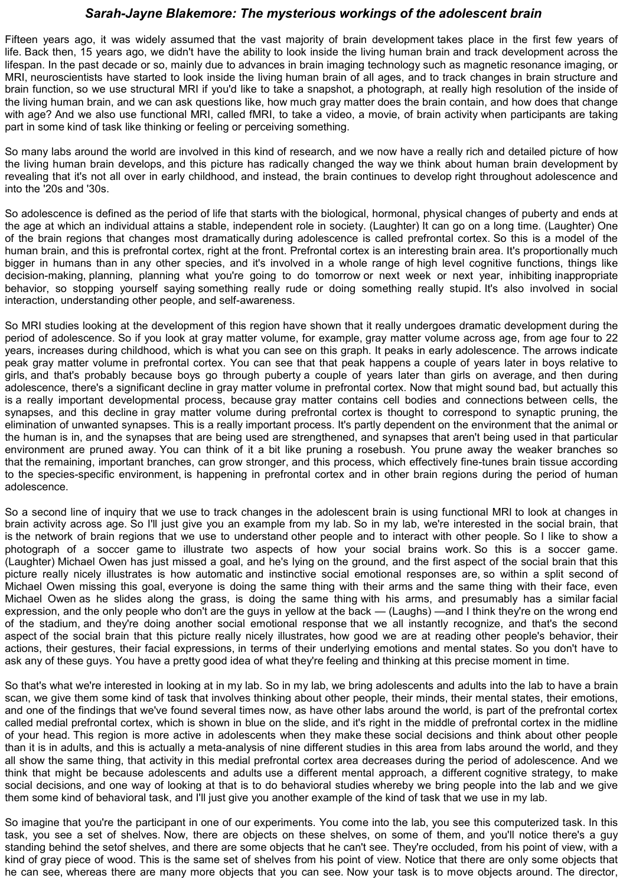# *Sarah-Jayne Blakemore: The mysterious workings of the adolescent brain*

Fifteen years ago, it was widely assumed that the vast majority of brain development takes place in the first few years of life. Back then, 15 years ago, we didn't have the ability to look inside the living human brain and track development across the lifespan. In the past decade or so, mainly due to advances in brain imaging technology such as magnetic resonance imaging, or MRI, neuroscientists have started to look inside the living human brain of all ages, and to track changes in brain structure and brain function, so we use structural MRI if you'd like to take a snapshot, a photograph, at really high resolution of the inside of the living human brain, and we can ask questions like, how much gray matter does the brain contain, and how does that change with age? And we also use functional MRI, called fMRI, to take a video, a movie, of brain activity when participants are taking part in some kind of task like thinking or feeling or perceiving something.

So many labs around the world are involved in this kind of research, and we now have a really rich and detailed picture of how the living human brain develops, and this picture has radically changed the way we think about human brain development by revealing that it's not all over in early childhood, and instead, the brain continues to develop right throughout adolescence and into the '20s and '30s.

So adolescence is defined as the period of life that starts with the biological, hormonal, physical changes of puberty and ends at the age at which an individual attains a stable, independent role in society. (Laughter) It can go on a long time. (Laughter) One of the brain regions that changes most dramatically during adolescence is called prefrontal cortex. So this is a model of the human brain, and this is prefrontal cortex, right at the front. Prefrontal cortex is an interesting brain area. It's proportionally much bigger in humans than in any other species, and it's involved in a whole range of high level cognitive functions, things like decision-making, planning, planning what you're going to do tomorrow or next week or next year, inhibiting inappropriate behavior, so stopping yourself saying something really rude or doing something really stupid. It's also involved in social interaction, understanding other people, and self-awareness.

So MRI studies looking at the development of this region have shown that it really undergoes dramatic development during the period of adolescence. So if you look at gray matter volume, for example, gray matter volume across age, from age four to 22 years, increases during childhood, which is what you can see on this graph. It peaks in early adolescence. The arrows indicate peak gray matter volume in prefrontal cortex. You can see that that peak happens a couple of years later in boys relative to girls, and that's probably because boys go through puberty a couple of years later than girls on average, and then during adolescence, there's a significant decline in gray matter volume in prefrontal cortex. Now that might sound bad, but actually this is a really important developmental process, because gray matter contains cell bodies and connections between cells, the synapses, and this decline in gray matter volume during prefrontal cortex is thought to correspond to synaptic pruning, the elimination of unwanted synapses. This is a really important process. It's partly dependent on the environment that the animal or the human is in, and the synapses that are being used are strengthened, and synapses that aren't being used in that particular environment are pruned away. You can think of it a bit like pruning a rosebush. You prune away the weaker branches so that the remaining, important branches, can grow stronger, and this process, which effectively fine-tunes brain tissue according to the species-specific environment, is happening in prefrontal cortex and in other brain regions during the period of human adolescence.

So a second line of inquiry that we use to track changes in the adolescent brain is using functional MRI to look at changes in brain activity across age. So I'll just give you an example from my lab. So in my lab, we're interested in the social brain, that is the network of brain regions that we use to understand other people and to interact with other people. So I like to show a photograph of a soccer game to illustrate two aspects of how your social brains work. So this is a soccer game. (Laughter) Michael Owen has just missed a goal, and he's lying on the ground, and the first aspect of the social brain that this picture really nicely illustrates is how automatic and instinctive social emotional responses are, so within a split second of Michael Owen missing this goal, everyone is doing the same thing with their arms and the same thing with their face, even Michael Owen as he slides along the grass, is doing the same thing with his arms, and presumably has a similar facial expression, and the only people who don't are the guys in yellow at the back — (Laughs) —and I think they're on the wrong end of the stadium, and they're doing another social emotional response that we all instantly recognize, and that's the second aspect of the social brain that this picture really nicely illustrates, how good we are at reading other people's behavior, their actions, their gestures, their facial expressions, in terms of their underlying emotions and mental states. So you don't have to ask any of these guys. You have a pretty good idea of what they're feeling and thinking at this precise moment in time.

So that's what we're interested in looking at in my lab. So in my lab, we bring adolescents and adults into the lab to have a brain scan, we give them some kind of task that involves thinking about other people, their minds, their mental states, their emotions, and one of the findings that we've found several times now, as have other labs around the world, is part of the prefrontal cortex called medial prefrontal cortex, which is shown in blue on the slide, and it's right in the middle of prefrontal cortex in the midline of your head. This region is more active in adolescents when they make these social decisions and think about other people than it is in adults, and this is actually a meta-analysis of nine different studies in this area from labs around the world, and they all show the same thing, that activity in this medial prefrontal cortex area decreases during the period of adolescence. And we think that might be because adolescents and adults use a different mental approach, a different cognitive strategy, to make social decisions, and one way of looking at that is to do behavioral studies whereby we bring people into the lab and we give them some kind of behavioral task, and I'll just give you another example of the kind of task that we use in my lab.

So imagine that you're the participant in one of our experiments. You come into the lab, you see this computerized task. In this task, you see a set of shelves. Now, there are objects on these shelves, on some of them, and you'll notice there's a guy standing behind the setof shelves, and there are some objects that he can't see. They're occluded, from his point of view, with a kind of gray piece of wood. This is the same set of shelves from his point of view. Notice that there are only some objects that he can see, whereas there are many more objects that you can see. Now your task is to move objects around. The director,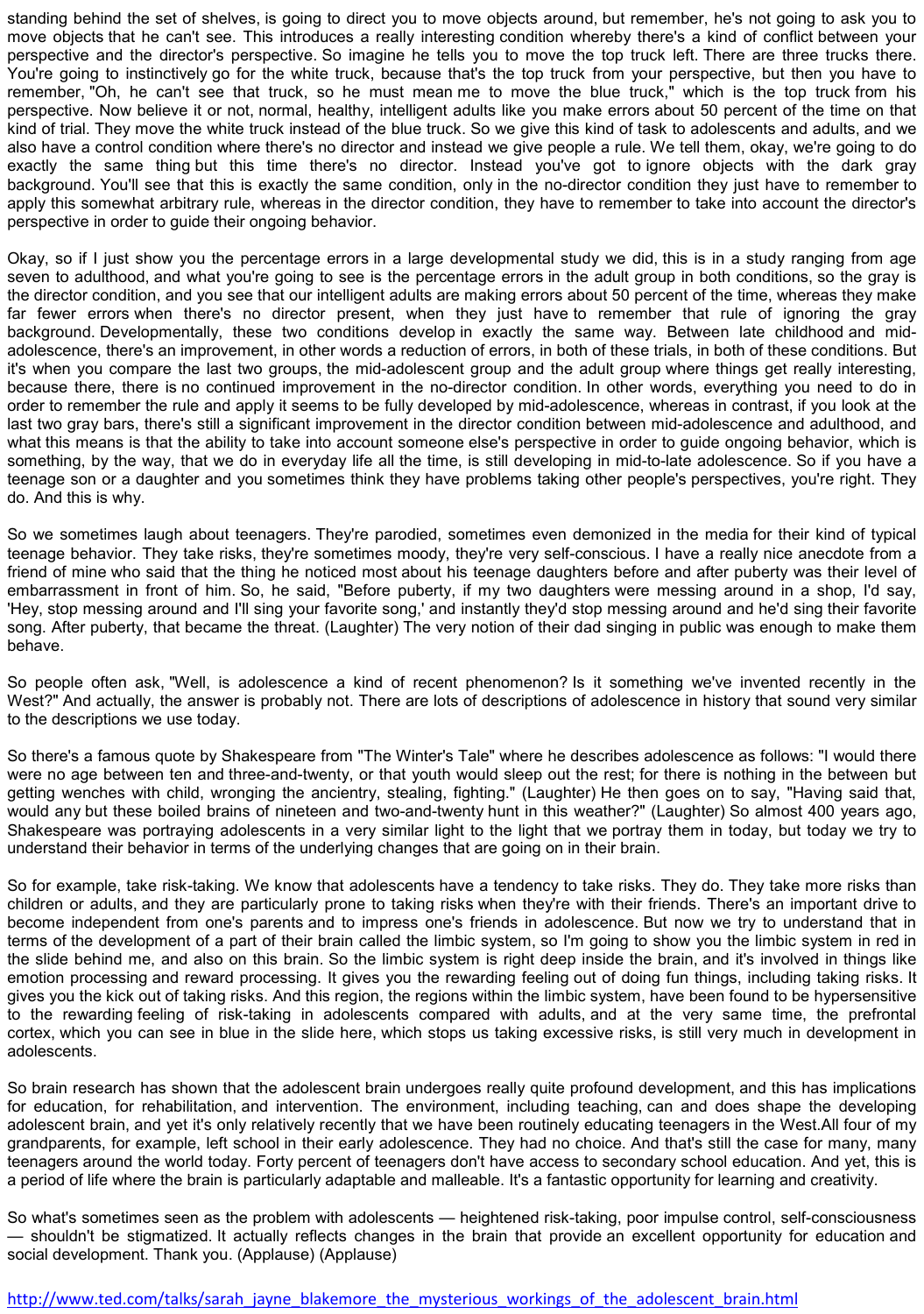standing behind the set of shelves, is going to direct you to move objects around, but remember, he's not going to ask you to move objects that he can't see. This introduces a really interesting condition whereby there's a kind of conflict between your perspective and the director's perspective. So imagine he tells you to move the top truck left. There are three trucks there. You're going to instinctively go for the white truck, because that's the top truck from your perspective, but then you have to remember, "Oh, he can't see that truck, so he must mean me to move the blue truck," which is the top truck from his perspective. Now believe it or not, normal, healthy, intelligent adults like you make errors about 50 percent of the time on that kind of trial. They move the white truck instead of the blue truck. So we give this kind of task to adolescents and adults, and we also have a control condition where there's no director and instead we give people a rule. We tell them, okay, we're going to do exactly the same thing but this time there's no director. Instead you've got to ignore objects with the dark gray background. You'll see that this is exactly the same condition, only in the no-director condition they just have to remember to apply this somewhat arbitrary rule, whereas in the director condition, they have to remember to take into account the director's perspective in order to guide their ongoing behavior.

Okay, so if I just show you the percentage errors in a large developmental study we did, this is in a study ranging from age seven to adulthood, and what you're going to see is the percentage errors in the adult group in both conditions, so the gray is the director condition, and you see that our intelligent adults are making errors about 50 percent of the time, whereas they make far fewer errors when there's no director present, when they just have to remember that rule of ignoring the gray background. Developmentally, these two conditions develop in exactly the same way. Between late childhood and mid-adolescence, there's an improvement, in other words a reduction of errors, in both of these trials, in both of these conditions. But it's when you compare the last two groups, the mid-adolescent group and the adult group where things get really interesting, because there, there is no continued improvement in the no-director condition. In other words, everything you need to do in order to remember the rule and apply it seems to be fully developed by mid-adolescence, whereas in contrast, if you look at the last two gray bars, there's still a significant improvement in the director condition between mid-adolescence and adulthood, and what this means is that the ability to take into account someone else's perspective in order to guide ongoing behavior, which is something, by the way, that we do in everyday life all the time, is still developing in mid-to-late adolescence. So if you have a teenage son or a daughter and you sometimes think they have problems taking other people's perspectives, you're right. They do. And this is why.

So we sometimes laugh about teenagers. They're parodied, sometimes even demonized in the media for their kind of typical teenage behavior. They take risks, they're sometimes moody, they're very self-conscious. I have a really nice anecdote from a friend of mine who said that the thing he noticed most about his teenage daughters before and after puberty was their level of embarrassment in front of him. So, he said, "Before puberty, if my two daughters were messing around in a shop, I'd say, 'Hey, stop messing around and I'll sing your favorite song,' and instantly they'd stop messing around and he'd sing their favorite song. After puberty, that became the threat. (Laughter) The very notion of their dad singing in public was enough to make them behave.

So people often ask, "Well, is adolescence a kind of recent phenomenon? Is it something we've invented recently in the West?" And actually, the answer is probably not. There are lots of descriptions of adolescence in history that sound very similar to the descriptions we use today.

So there's a famous quote by Shakespeare from "The Winter's Tale" where he describes adolescence as follows: "I would there were no age between ten and three-and-twenty, or that youth would sleep out the rest; for there is nothing in the between but getting wenches with child, wronging the ancientry, stealing, fighting." (Laughter) He then goes on to say, "Having said that, would any but these boiled brains of nineteen and two-and-twenty hunt in this weather?" (Laughter) So almost 400 years ago, Shakespeare was portraying adolescents in a very similar light to the light that we portray them in today, but today we try to understand their behavior in terms of the underlying changes that are going on in their brain.

So for example, take risk-taking. We know that adolescents have a tendency to take risks. They do. They take more risks than children or adults, and they are particularly prone to taking risks when they're with their friends. There's an important drive to become independent from one's parents and to impress one's friends in adolescence. But now we try to understand that in terms of the development of a part of their brain called the limbic system, so I'm going to show you the limbic system in red in the slide behind me, and also on this brain. So the limbic system is right deep inside the brain, and it's involved in things like emotion processing and reward processing. It gives you the rewarding feeling out of doing fun things, including taking risks. It gives you the kick out of taking risks. And this region, the regions within the limbic system, have been found to be hypersensitive to the rewarding feeling of risk-taking in adolescents compared with adults, and at the very same time, the prefrontal cortex, which you can see in blue in the slide here, which stops us taking excessive risks, is still very much in development in adolescents.

So brain research has shown that the adolescent brain undergoes really quite profound development, and this has implications for education, for rehabilitation, and intervention. The environment, including teaching, can and does shape the developing adolescent brain, and yet it's only relatively recently that we have been routinely educating teenagers in the West.All four of my grandparents, for example, left school in their early adolescence. They had no choice. And that's still the case for many, many teenagers around the world today. Forty percent of teenagers don't have access to secondary school education. And yet, this is a period of life where the brain is particularly adaptable and malleable. It's a fantastic opportunity for learning and creativity.

So what's sometimes seen as the problem with adolescents — heightened risk-taking, poor impulse control, self-consciousness — shouldn't be stigmatized. It actually reflects changes in the brain that provide an excellent opportunity for education and social development. Thank you. (Applause) (Applause)

http://www.ted.com/talks/sarah_jayne_blakemore_the_mysterious_workings_of_the_adolescent_brain.html